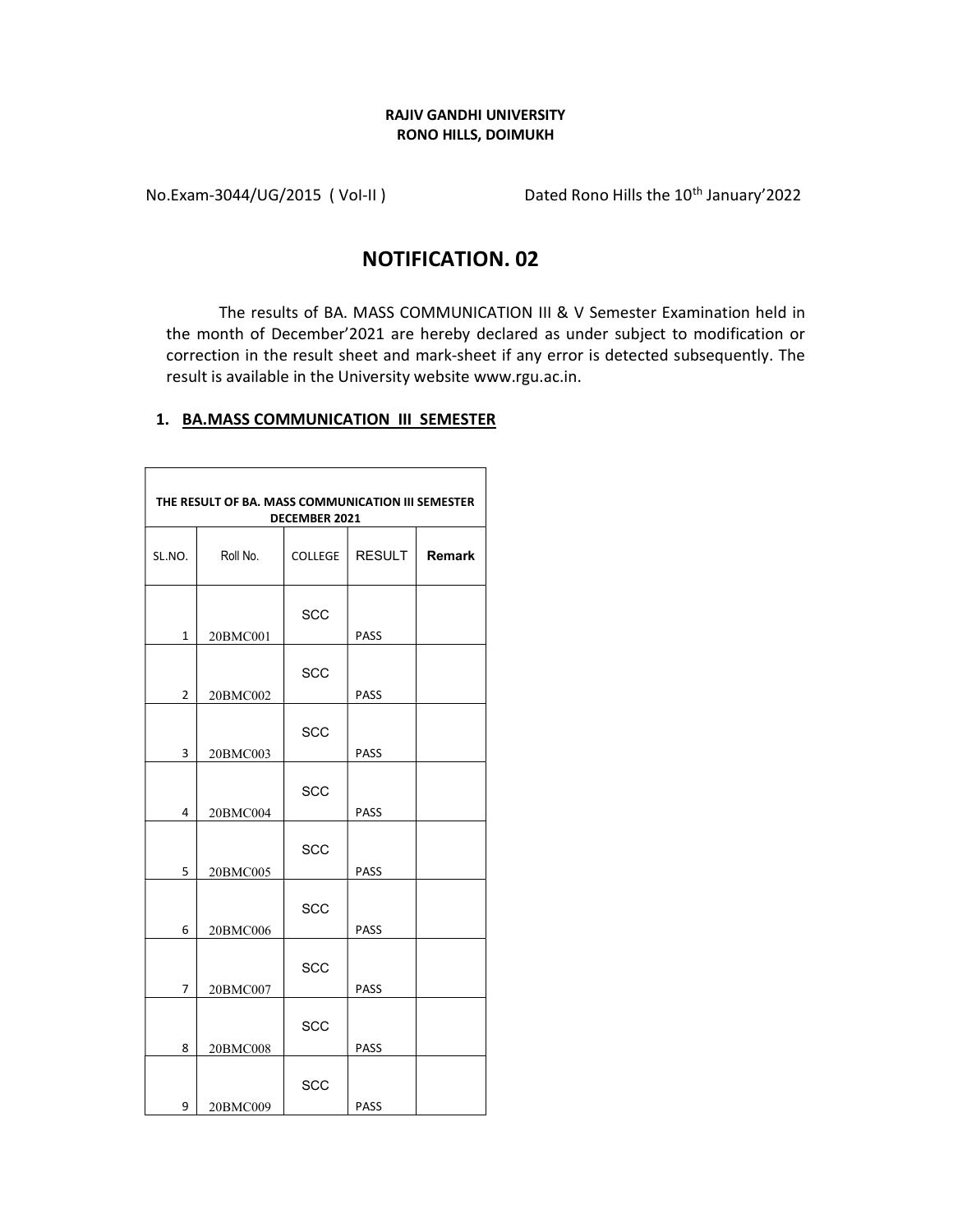**RAJIV GANDHI UNIVERSITY**
**RONO HILLS, DOIMUKH**

No.Exam-3044/UG/2015 ( Vol-II ) Dated Rono Hills the 10th January'2022

# NOTIFICATION. 02

The results of BA. MASS COMMUNICATION III & V Semester Examination held in the month of December'2021 are hereby declared as under subject to modification or correction in the result sheet and mark-sheet if any error is detected subsequently. The result is available in the University website www.rgu.ac.in.

## 1. BA.MASS COMMUNICATION III SEMESTER

| THE RESULT OF BA. MASS COMMUNICATION III SEMESTER DECEMBER 2021 | | | | |
|---|---|---|---|---|
| SL.NO. | Roll No. | COLLEGE | RESULT | Remark |
| 1 | 20BMC001 | SCC | PASS | |
| 2 | 20BMC002 | SCC | PASS | |
| 3 | 20BMC003 | SCC | PASS | |
| 4 | 20BMC004 | SCC | PASS | |
| 5 | 20BMC005 | SCC | PASS | |
| 6 | 20BMC006 | SCC | PASS | |
| 7 | 20BMC007 | SCC | PASS | |
| 8 | 20BMC008 | SCC | PASS | |
| 9 | 20BMC009 | SCC | PASS | |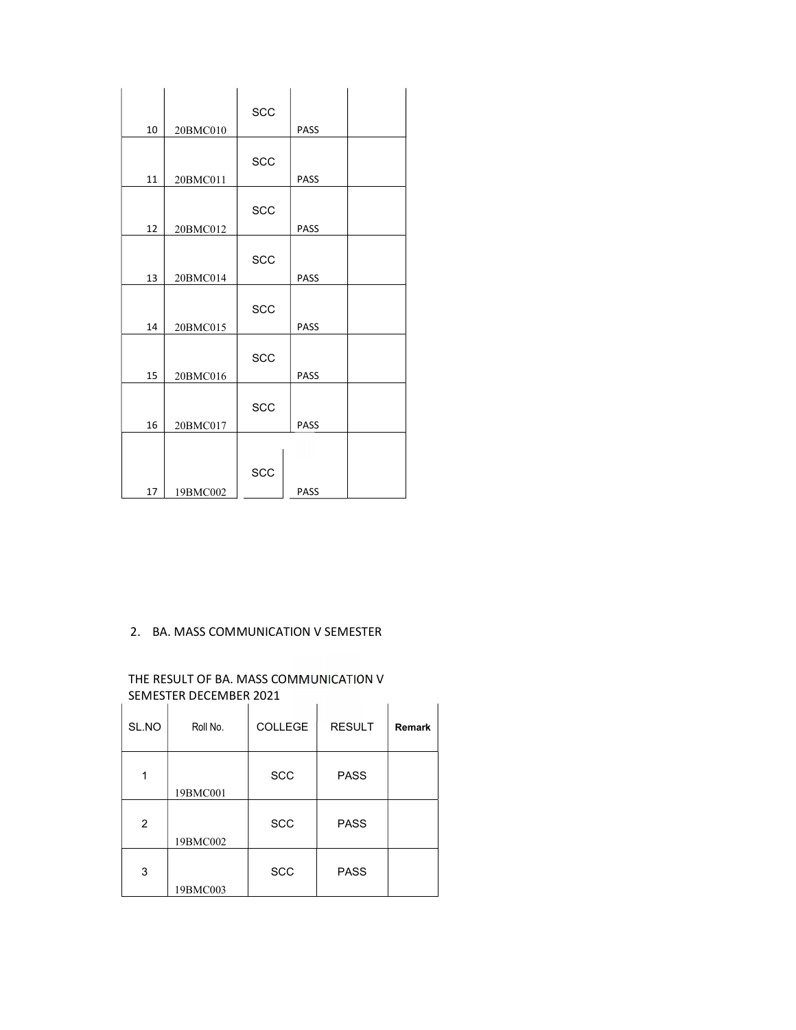| | | | | |
|---|---|---|---|---|
| 10 | 20BMC010 | SCC | PASS | |
| 11 | 20BMC011 | SCC | PASS | |
| 12 | 20BMC012 | SCC | PASS | |
| 13 | 20BMC014 | SCC | PASS | |
| 14 | 20BMC015 | SCC | PASS | |
| 15 | 20BMC016 | SCC | PASS | |
| 16 | 20BMC017 | SCC | PASS | |
| 17 | 19BMC002 | SCC | PASS | |

2. BA. MASS COMMUNICATION V SEMESTER

THE RESULT OF BA. MASS COMMUNICATION V SEMESTER DECEMBER 2021

| SL.NO | Roll No. | COLLEGE | RESULT | **Remark** |
|---|---|---|---|---|
| 1 | 19BMC001 | SCC | PASS | |
| 2 | 19BMC002 | SCC | PASS | |
| 3 | 19BMC003 | SCC | PASS | |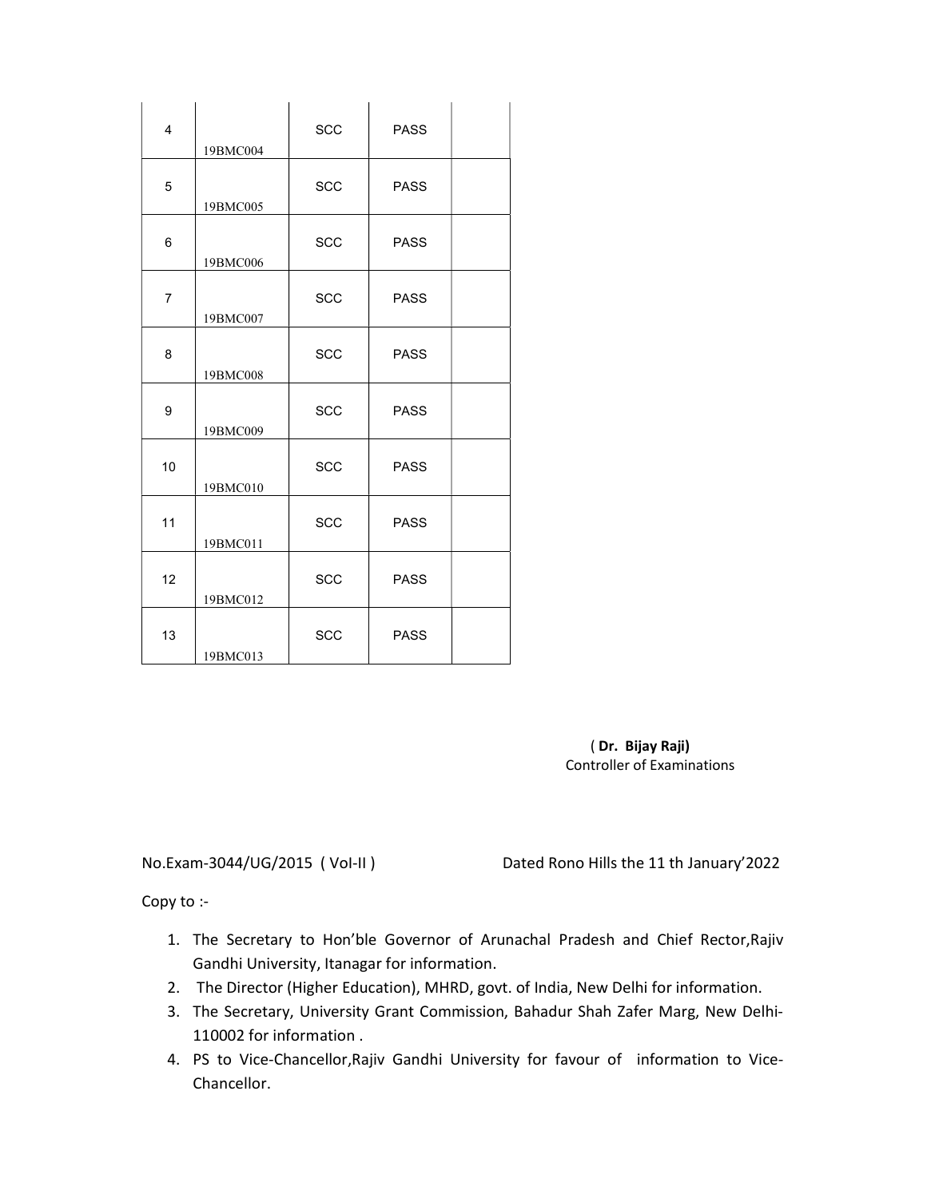| | | | | |
|---|---|---|---|---|
| 4 | 19BMC004 | SCC | PASS | |
| 5 | 19BMC005 | SCC | PASS | |
| 6 | 19BMC006 | SCC | PASS | |
| 7 | 19BMC007 | SCC | PASS | |
| 8 | 19BMC008 | SCC | PASS | |
| 9 | 19BMC009 | SCC | PASS | |
| 10 | 19BMC010 | SCC | PASS | |
| 11 | 19BMC011 | SCC | PASS | |
| 12 | 19BMC012 | SCC | PASS | |
| 13 | 19BMC013 | SCC | PASS | |

( **Dr. Bijay Raji)**
Controller of Examinations

No.Exam-3044/UG/2015 ( Vol-II ) Dated Rono Hills the 11 th January'2022

Copy to :-

1. The Secretary to Hon'ble Governor of Arunachal Pradesh and Chief Rector,Rajiv Gandhi University, Itanagar for information.
2. The Director (Higher Education), MHRD, govt. of India, New Delhi for information.
3. The Secretary, University Grant Commission, Bahadur Shah Zafer Marg, New Delhi-110002 for information .
4. PS to Vice-Chancellor,Rajiv Gandhi University for favour of information to Vice-Chancellor.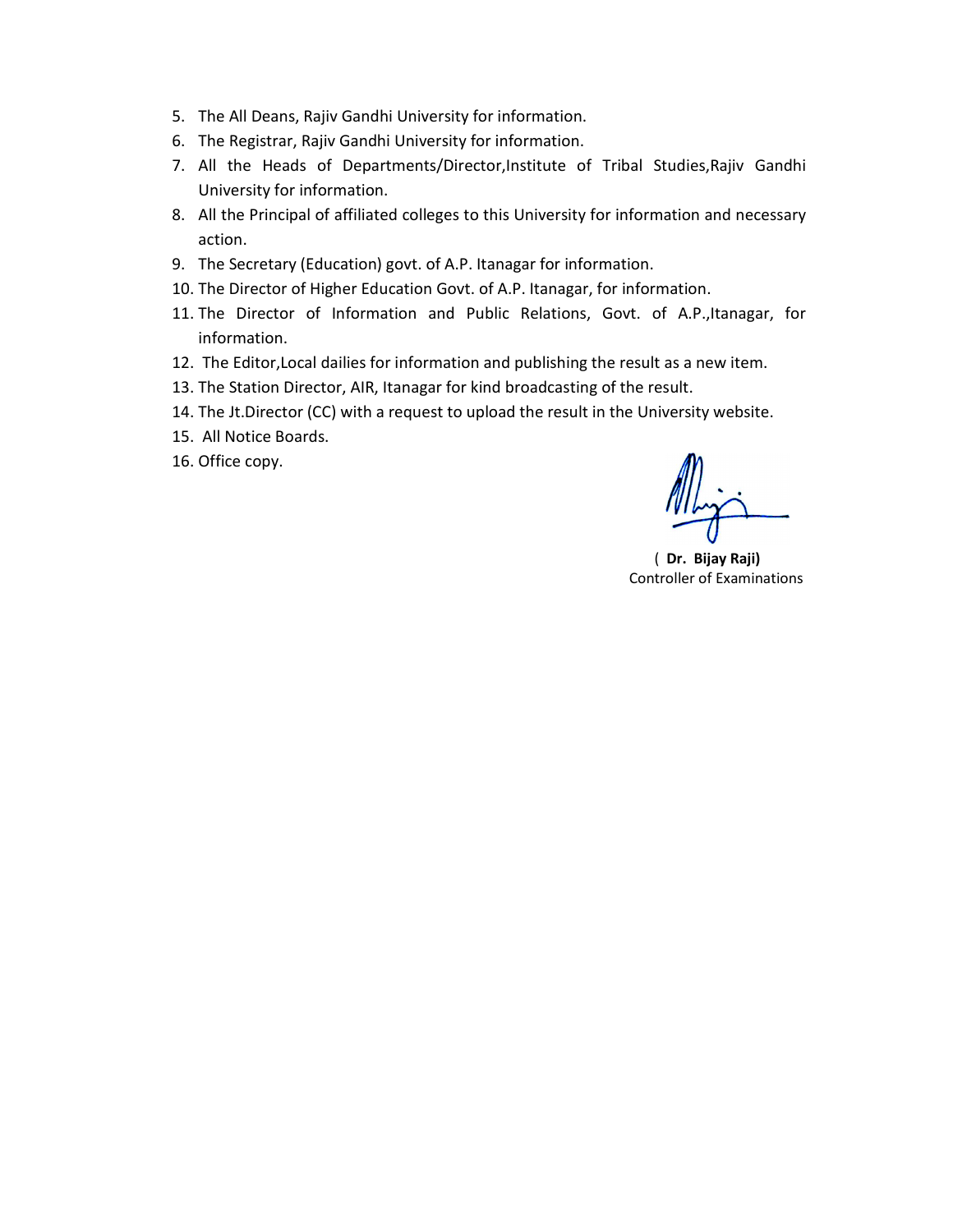5. The All Deans, Rajiv Gandhi University for information.
6. The Registrar, Rajiv Gandhi University for information.
7. All the Heads of Departments/Director,Institute of Tribal Studies,Rajiv Gandhi University for information.
8. All the Principal of affiliated colleges to this University for information and necessary action.
9. The Secretary (Education) govt. of A.P. Itanagar for information.
10. The Director of Higher Education Govt. of A.P. Itanagar, for information.
11. The Director of Information and Public Relations, Govt. of A.P.,Itanagar, for information.
12. The Editor,Local dailies for information and publishing the result as a new item.
13. The Station Director, AIR, Itanagar for kind broadcasting of the result.
14. The Jt.Director (CC) with a request to upload the result in the University website.
15. All Notice Boards.
16. Office copy.

( **Dr. Bijay Raji)**
Controller of Examinations